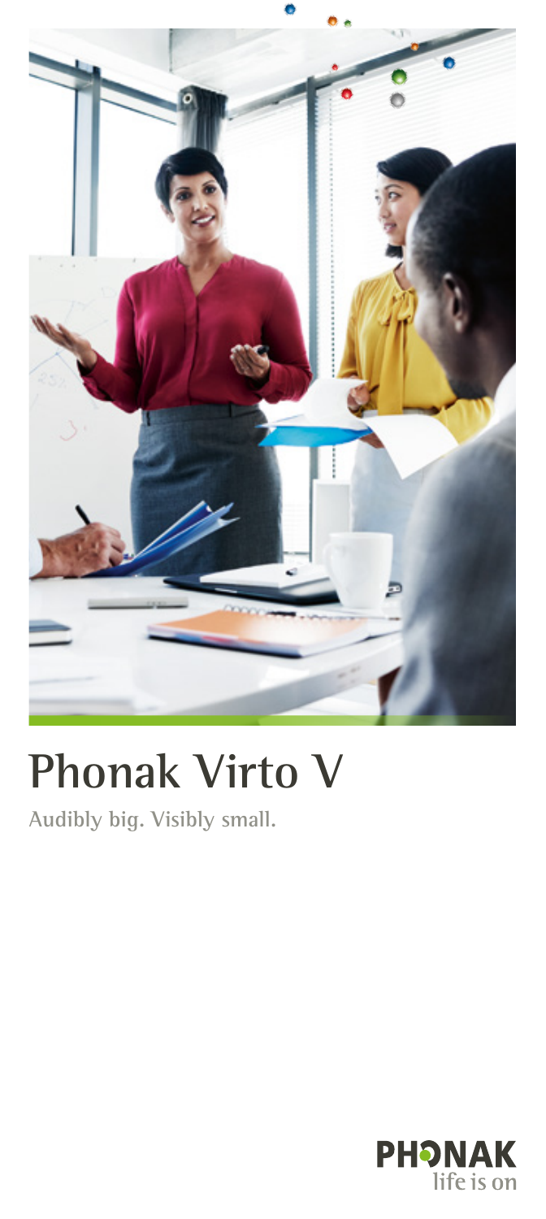# Phonak Virto V

Audibly big. Visibly small.

PHONAK
life is on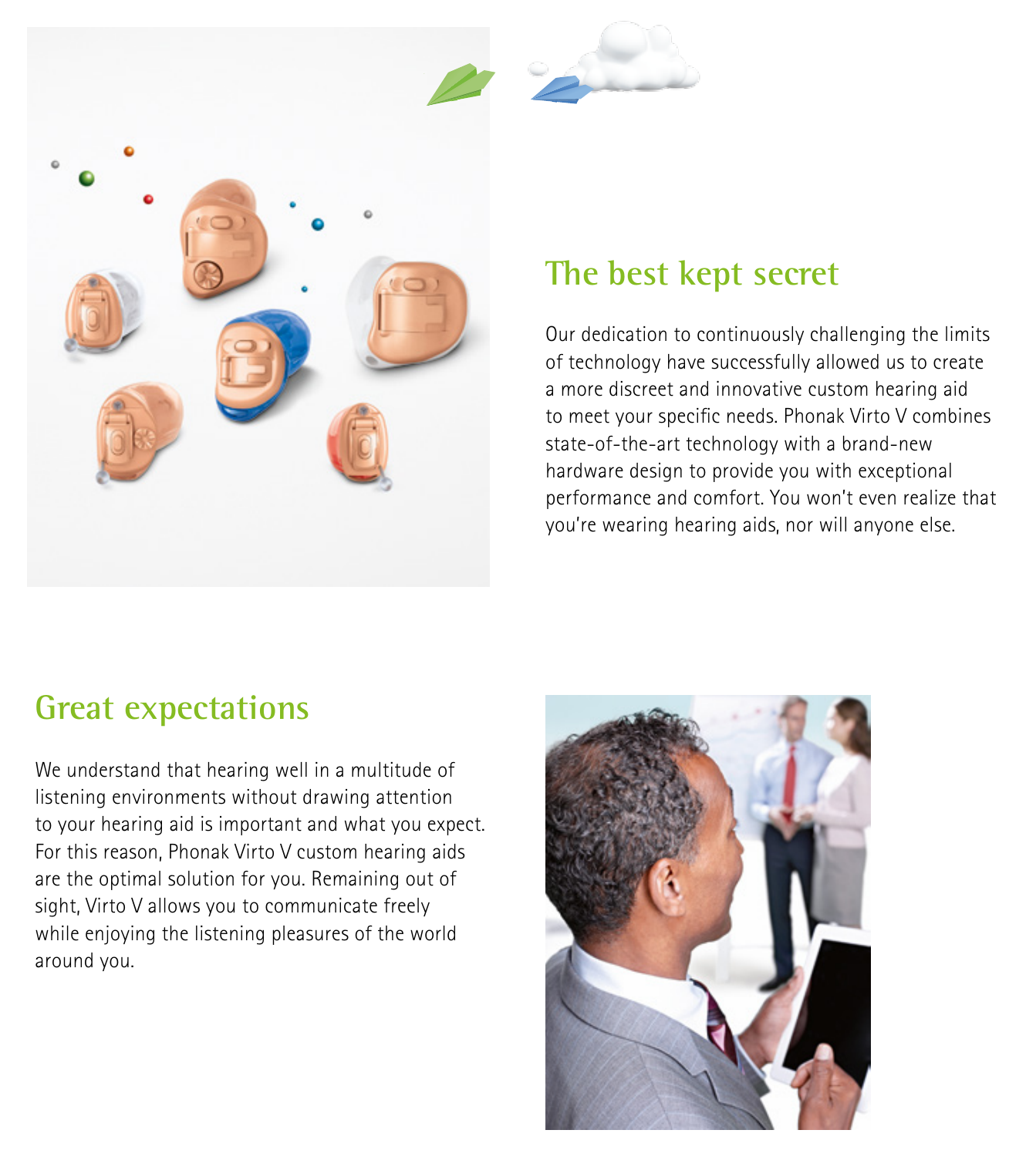## The best kept secret

Our dedication to continuously challenging the limits of technology have successfully allowed us to create a more discreet and innovative custom hearing aid to meet your specific needs. Phonak Virto V combines state-of-the-art technology with a brand-new hardware design to provide you with exceptional performance and comfort. You won't even realize that you're wearing hearing aids, nor will anyone else.

## Great expectations

We understand that hearing well in a multitude of listening environments without drawing attention to your hearing aid is important and what you expect. For this reason, Phonak Virto V custom hearing aids are the optimal solution for you. Remaining out of sight, Virto V allows you to communicate freely while enjoying the listening pleasures of the world around you.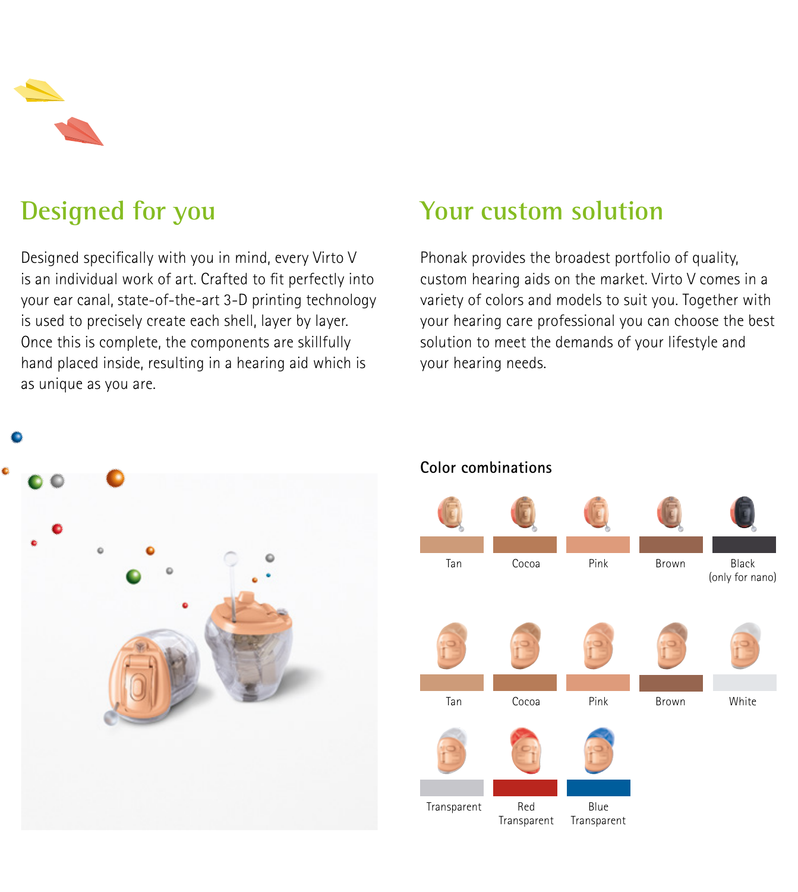## Designed for you

Designed specifically with you in mind, every Virto V is an individual work of art. Crafted to fit perfectly into your ear canal, state-of-the-art 3-D printing technology is used to precisely create each shell, layer by layer. Once this is complete, the components are skillfully hand placed inside, resulting in a hearing aid which is as unique as you are.

## Your custom solution

Phonak provides the broadest portfolio of quality, custom hearing aids on the market. Virto V comes in a variety of colors and models to suit you. Together with your hearing care professional you can choose the best solution to meet the demands of your lifestyle and your hearing needs.

### Color combinations

Tan, Cocoa, Pink, Brown, Black (only for nano)

Tan, Cocoa, Pink, Brown, White

Transparent, Red Transparent, Blue Transparent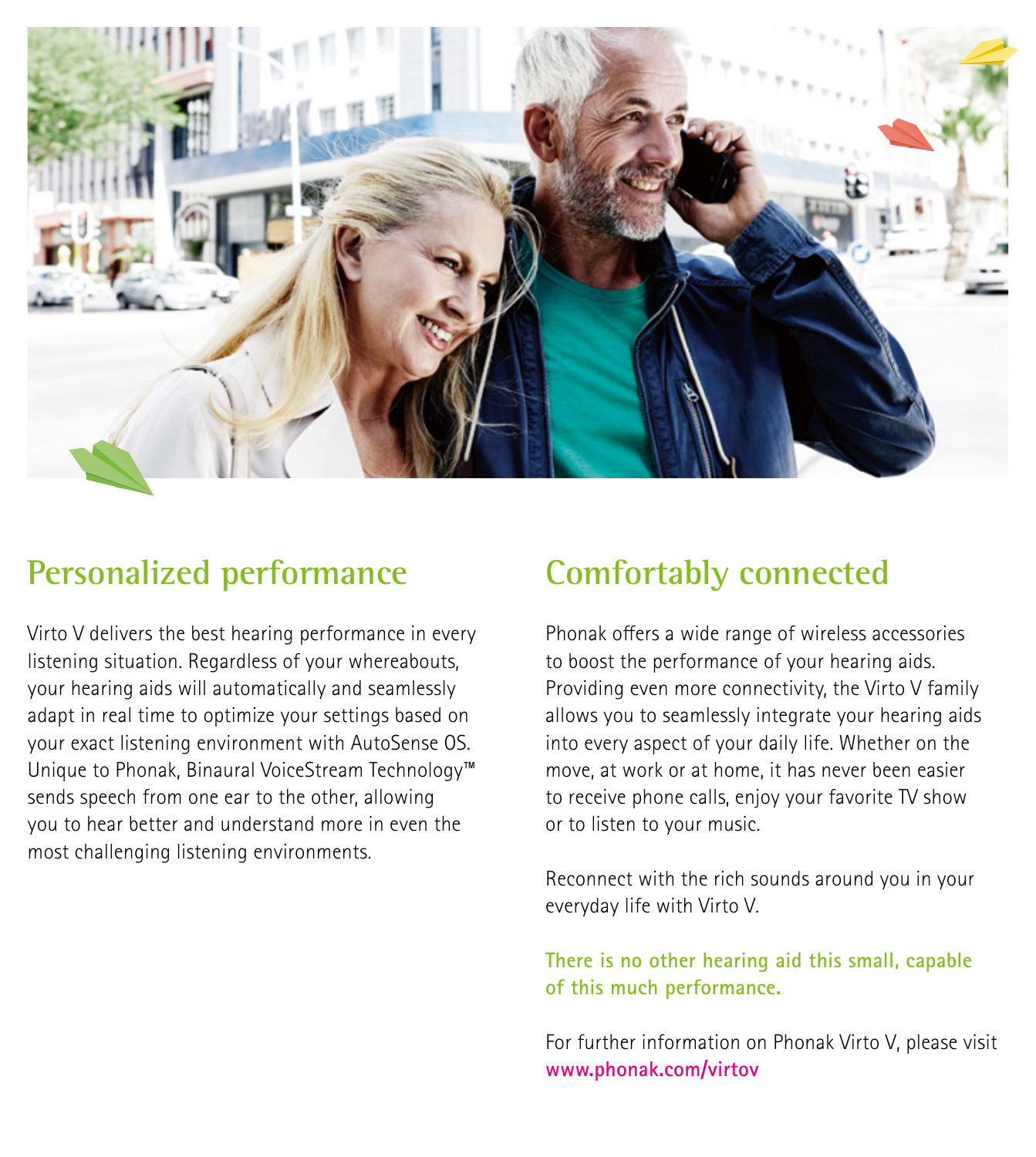## Personalized performance

Virto V delivers the best hearing performance in every listening situation. Regardless of your whereabouts, your hearing aids will automatically and seamlessly adapt in real time to optimize your settings based on your exact listening environment with AutoSense OS. Unique to Phonak, Binaural VoiceStream Technology™ sends speech from one ear to the other, allowing you to hear better and understand more in even the most challenging listening environments.

## Comfortably connected

Phonak offers a wide range of wireless accessories to boost the performance of your hearing aids. Providing even more connectivity, the Virto V family allows you to seamlessly integrate your hearing aids into every aspect of your daily life. Whether on the move, at work or at home, it has never been easier to receive phone calls, enjoy your favorite TV show or to listen to your music.

Reconnect with the rich sounds around you in your everyday life with Virto V.

**There is no other hearing aid this small, capable of this much performance.**

For further information on Phonak Virto V, please visit **www.phonak.com/virtov**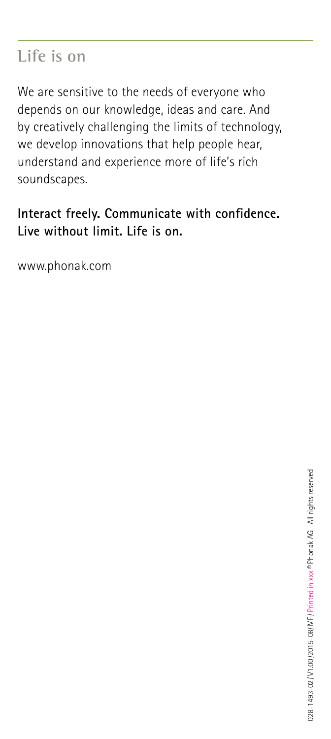## Life is on

We are sensitive to the needs of everyone who depends on our knowledge, ideas and care. And by creatively challenging the limits of technology, we develop innovations that help people hear, understand and experience more of life's rich soundscapes.

**Interact freely. Communicate with confidence. Live without limit. Life is on.**

www.phonak.com

028-1493-02/V1.00/2015-08/MF/Printed in xxx ©Phonak AG All rights reserved